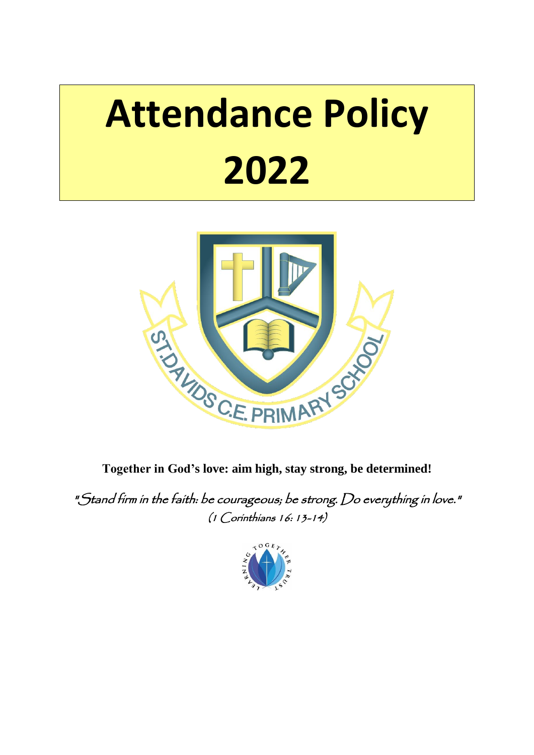# Attendance Policy 2022

**Together in God's love: aim high, stay strong, be determined!**

*"Stand firm in the faith: be courageous; be strong. Do everything in love."*
*(1 Corinthians 16: 13-14)*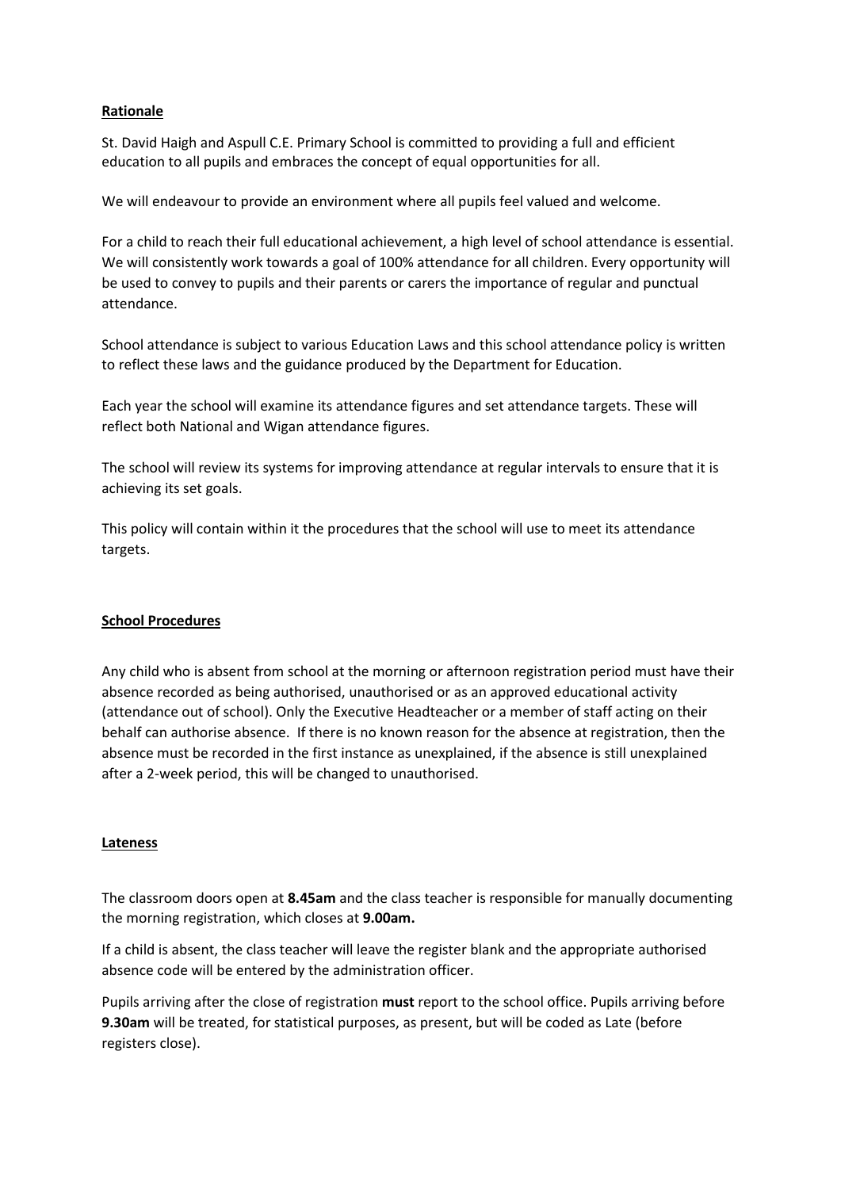## Rationale

St. David Haigh and Aspull C.E. Primary School is committed to providing a full and efficient education to all pupils and embraces the concept of equal opportunities for all.

We will endeavour to provide an environment where all pupils feel valued and welcome.

For a child to reach their full educational achievement, a high level of school attendance is essential. We will consistently work towards a goal of 100% attendance for all children. Every opportunity will be used to convey to pupils and their parents or carers the importance of regular and punctual attendance.

School attendance is subject to various Education Laws and this school attendance policy is written to reflect these laws and the guidance produced by the Department for Education.

Each year the school will examine its attendance figures and set attendance targets. These will reflect both National and Wigan attendance figures.

The school will review its systems for improving attendance at regular intervals to ensure that it is achieving its set goals.

This policy will contain within it the procedures that the school will use to meet its attendance targets.

## School Procedures

Any child who is absent from school at the morning or afternoon registration period must have their absence recorded as being authorised, unauthorised or as an approved educational activity (attendance out of school). Only the Executive Headteacher or a member of staff acting on their behalf can authorise absence. If there is no known reason for the absence at registration, then the absence must be recorded in the first instance as unexplained, if the absence is still unexplained after a 2-week period, this will be changed to unauthorised.

## Lateness

The classroom doors open at **8.45am** and the class teacher is responsible for manually documenting the morning registration, which closes at **9.00am.**

If a child is absent, the class teacher will leave the register blank and the appropriate authorised absence code will be entered by the administration officer.

Pupils arriving after the close of registration **must** report to the school office. Pupils arriving before **9.30am** will be treated, for statistical purposes, as present, but will be coded as Late (before registers close).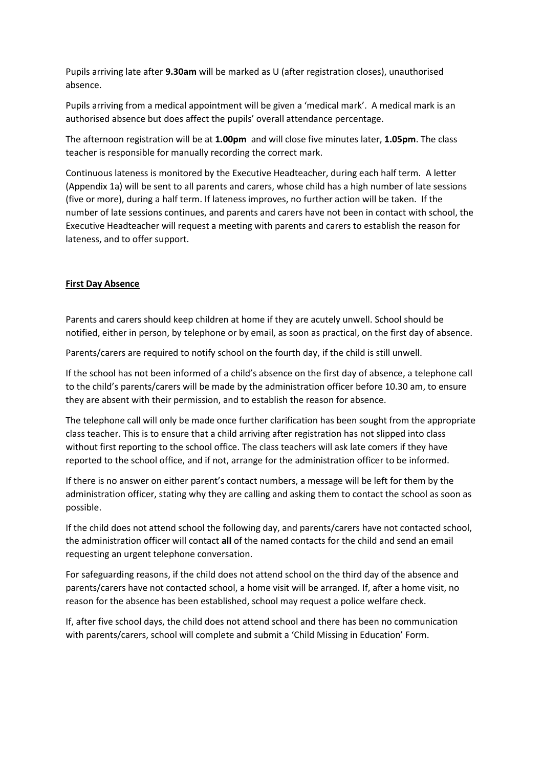Pupils arriving late after **9.30am** will be marked as U (after registration closes), unauthorised absence.

Pupils arriving from a medical appointment will be given a 'medical mark'. A medical mark is an authorised absence but does affect the pupils' overall attendance percentage.

The afternoon registration will be at **1.00pm** and will close five minutes later, **1.05pm**. The class teacher is responsible for manually recording the correct mark.

Continuous lateness is monitored by the Executive Headteacher, during each half term. A letter (Appendix 1a) will be sent to all parents and carers, whose child has a high number of late sessions (five or more), during a half term. If lateness improves, no further action will be taken. If the number of late sessions continues, and parents and carers have not been in contact with school, the Executive Headteacher will request a meeting with parents and carers to establish the reason for lateness, and to offer support.

**First Day Absence**

Parents and carers should keep children at home if they are acutely unwell. School should be notified, either in person, by telephone or by email, as soon as practical, on the first day of absence.

Parents/carers are required to notify school on the fourth day, if the child is still unwell.

If the school has not been informed of a child's absence on the first day of absence, a telephone call to the child's parents/carers will be made by the administration officer before 10.30 am, to ensure they are absent with their permission, and to establish the reason for absence.

The telephone call will only be made once further clarification has been sought from the appropriate class teacher. This is to ensure that a child arriving after registration has not slipped into class without first reporting to the school office. The class teachers will ask late comers if they have reported to the school office, and if not, arrange for the administration officer to be informed.

If there is no answer on either parent's contact numbers, a message will be left for them by the administration officer, stating why they are calling and asking them to contact the school as soon as possible.

If the child does not attend school the following day, and parents/carers have not contacted school, the administration officer will contact **all** of the named contacts for the child and send an email requesting an urgent telephone conversation.

For safeguarding reasons, if the child does not attend school on the third day of the absence and parents/carers have not contacted school, a home visit will be arranged. If, after a home visit, no reason for the absence has been established, school may request a police welfare check.

If, after five school days, the child does not attend school and there has been no communication with parents/carers, school will complete and submit a 'Child Missing in Education' Form.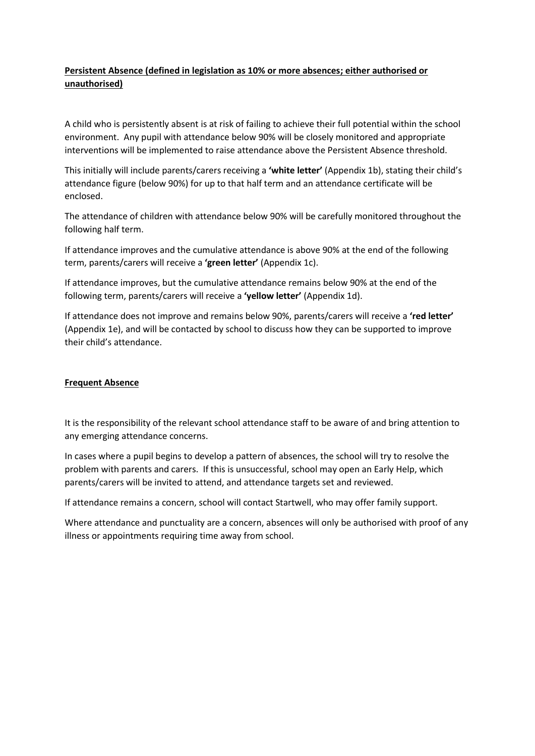## Persistent Absence (defined in legislation as 10% or more absences; either authorised or unauthorised)

A child who is persistently absent is at risk of failing to achieve their full potential within the school environment. Any pupil with attendance below 90% will be closely monitored and appropriate interventions will be implemented to raise attendance above the Persistent Absence threshold.

This initially will include parents/carers receiving a **'white letter'** (Appendix 1b), stating their child's attendance figure (below 90%) for up to that half term and an attendance certificate will be enclosed.

The attendance of children with attendance below 90% will be carefully monitored throughout the following half term.

If attendance improves and the cumulative attendance is above 90% at the end of the following term, parents/carers will receive a **'green letter'** (Appendix 1c).

If attendance improves, but the cumulative attendance remains below 90% at the end of the following term, parents/carers will receive a **'yellow letter'** (Appendix 1d).

If attendance does not improve and remains below 90%, parents/carers will receive a **'red letter'** (Appendix 1e), and will be contacted by school to discuss how they can be supported to improve their child's attendance.

## Frequent Absence

It is the responsibility of the relevant school attendance staff to be aware of and bring attention to any emerging attendance concerns.

In cases where a pupil begins to develop a pattern of absences, the school will try to resolve the problem with parents and carers. If this is unsuccessful, school may open an Early Help, which parents/carers will be invited to attend, and attendance targets set and reviewed.

If attendance remains a concern, school will contact Startwell, who may offer family support.

Where attendance and punctuality are a concern, absences will only be authorised with proof of any illness or appointments requiring time away from school.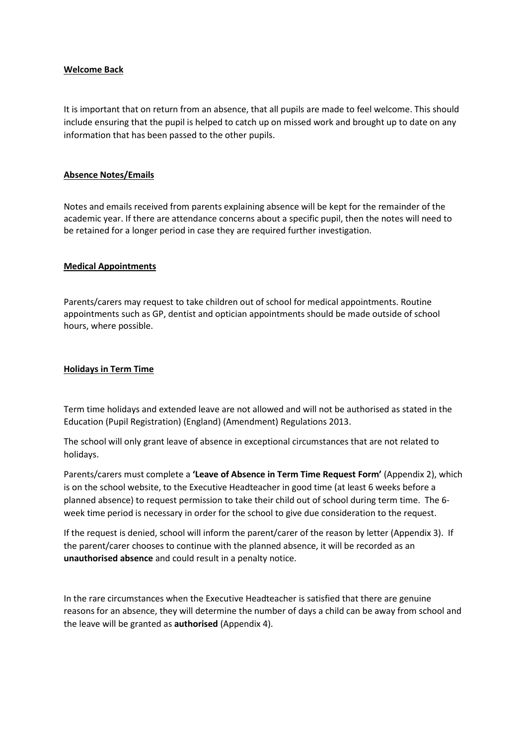## **Welcome Back**

It is important that on return from an absence, that all pupils are made to feel welcome. This should include ensuring that the pupil is helped to catch up on missed work and brought up to date on any information that has been passed to the other pupils.

## **Absence Notes/Emails**

Notes and emails received from parents explaining absence will be kept for the remainder of the academic year. If there are attendance concerns about a specific pupil, then the notes will need to be retained for a longer period in case they are required further investigation.

## **Medical Appointments**

Parents/carers may request to take children out of school for medical appointments. Routine appointments such as GP, dentist and optician appointments should be made outside of school hours, where possible.

## **Holidays in Term Time**

Term time holidays and extended leave are not allowed and will not be authorised as stated in the Education (Pupil Registration) (England) (Amendment) Regulations 2013.

The school will only grant leave of absence in exceptional circumstances that are not related to holidays.

Parents/carers must complete a **'Leave of Absence in Term Time Request Form'** (Appendix 2), which is on the school website, to the Executive Headteacher in good time (at least 6 weeks before a planned absence) to request permission to take their child out of school during term time. The 6-week time period is necessary in order for the school to give due consideration to the request.

If the request is denied, school will inform the parent/carer of the reason by letter (Appendix 3). If the parent/carer chooses to continue with the planned absence, it will be recorded as an **unauthorised absence** and could result in a penalty notice.

In the rare circumstances when the Executive Headteacher is satisfied that there are genuine reasons for an absence, they will determine the number of days a child can be away from school and the leave will be granted as **authorised** (Appendix 4).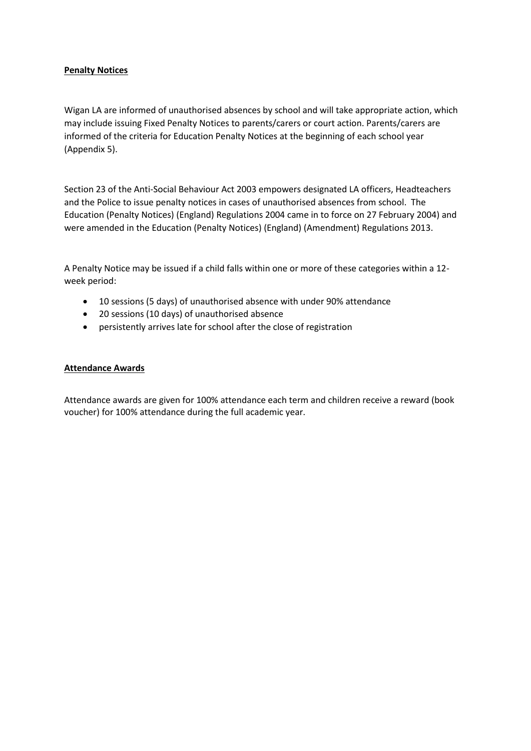**Penalty Notices**

Wigan LA are informed of unauthorised absences by school and will take appropriate action, which may include issuing Fixed Penalty Notices to parents/carers or court action. Parents/carers are informed of the criteria for Education Penalty Notices at the beginning of each school year (Appendix 5).

Section 23 of the Anti-Social Behaviour Act 2003 empowers designated LA officers, Headteachers and the Police to issue penalty notices in cases of unauthorised absences from school. The Education (Penalty Notices) (England) Regulations 2004 came in to force on 27 February 2004) and were amended in the Education (Penalty Notices) (England) (Amendment) Regulations 2013.

A Penalty Notice may be issued if a child falls within one or more of these categories within a 12-week period:

- 10 sessions (5 days) of unauthorised absence with under 90% attendance
- 20 sessions (10 days) of unauthorised absence
- persistently arrives late for school after the close of registration

**Attendance Awards**

Attendance awards are given for 100% attendance each term and children receive a reward (book voucher) for 100% attendance during the full academic year.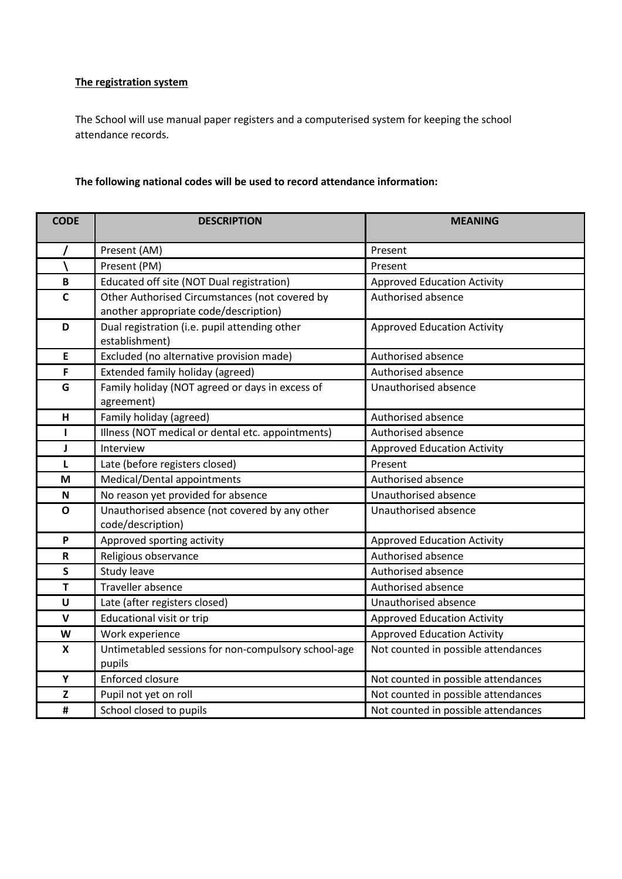**The registration system**

The School will use manual paper registers and a computerised system for keeping the school attendance records.

**The following national codes will be used to record attendance information:**

| CODE | DESCRIPTION | MEANING |
|---|---|---|
| / | Present (AM) | Present |
| \ | Present (PM) | Present |
| B | Educated off site (NOT Dual registration) | Approved Education Activity |
| C | Other Authorised Circumstances (not covered by another appropriate code/description) | Authorised absence |
| D | Dual registration (i.e. pupil attending other establishment) | Approved Education Activity |
| E | Excluded (no alternative provision made) | Authorised absence |
| F | Extended family holiday (agreed) | Authorised absence |
| G | Family holiday (NOT agreed or days in excess of agreement) | Unauthorised absence |
| H | Family holiday (agreed) | Authorised absence |
| I | Illness (NOT medical or dental etc. appointments) | Authorised absence |
| J | Interview | Approved Education Activity |
| L | Late (before registers closed) | Present |
| M | Medical/Dental appointments | Authorised absence |
| N | No reason yet provided for absence | Unauthorised absence |
| O | Unauthorised absence (not covered by any other code/description) | Unauthorised absence |
| P | Approved sporting activity | Approved Education Activity |
| R | Religious observance | Authorised absence |
| S | Study leave | Authorised absence |
| T | Traveller absence | Authorised absence |
| U | Late (after registers closed) | Unauthorised absence |
| V | Educational visit or trip | Approved Education Activity |
| W | Work experience | Approved Education Activity |
| X | Untimetabled sessions for non-compulsory school-age pupils | Not counted in possible attendances |
| Y | Enforced closure | Not counted in possible attendances |
| Z | Pupil not yet on roll | Not counted in possible attendances |
| # | School closed to pupils | Not counted in possible attendances |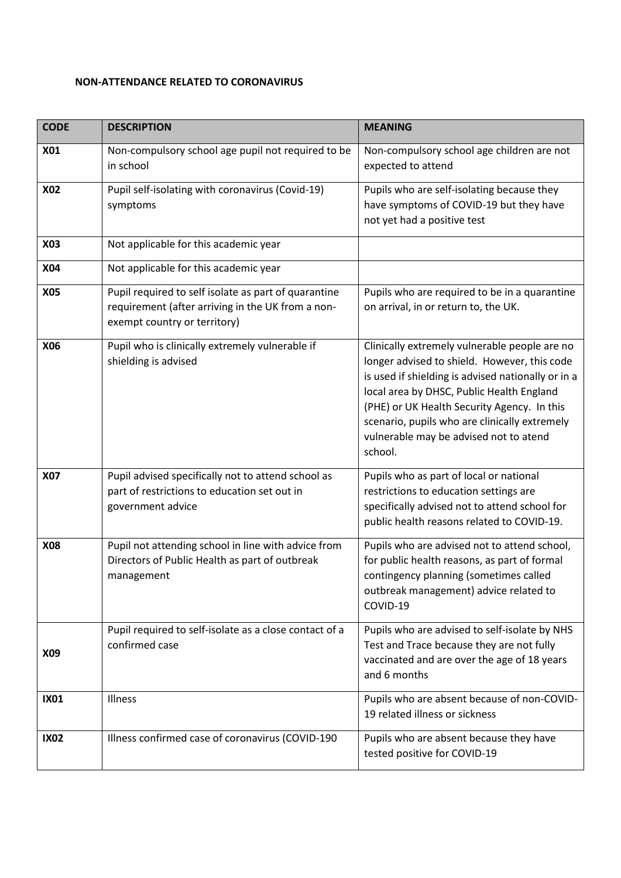**NON-ATTENDANCE RELATED TO CORONAVIRUS**

| **CODE** | **DESCRIPTION** | **MEANING** |
|---|---|---|
| **X01** | Non-compulsory school age pupil not required to be in school | Non-compulsory school age children are not expected to attend |
| **X02** | Pupil self-isolating with coronavirus (Covid-19) symptoms | Pupils who are self-isolating because they have symptoms of COVID-19 but they have not yet had a positive test |
| **X03** | Not applicable for this academic year | |
| **X04** | Not applicable for this academic year | |
| **X05** | Pupil required to self isolate as part of quarantine requirement (after arriving in the UK from a non-exempt country or territory) | Pupils who are required to be in a quarantine on arrival, in or return to, the UK. |
| **X06** | Pupil who is clinically extremely vulnerable if shielding is advised | Clinically extremely vulnerable people are no longer advised to shield. However, this code is used if shielding is advised nationally or in a local area by DHSC, Public Health England (PHE) or UK Health Security Agency. In this scenario, pupils who are clinically extremely vulnerable may be advised not to atend school. |
| **X07** | Pupil advised specifically not to attend school as part of restrictions to education set out in government advice | Pupils who as part of local or national restrictions to education settings are specifically advised not to attend school for public health reasons related to COVID-19. |
| **X08** | Pupil not attending school in line with advice from Directors of Public Health as part of outbreak management | Pupils who are advised not to attend school, for public health reasons, as part of formal contingency planning (sometimes called outbreak management) advice related to COVID-19 |
| **X09** | Pupil required to self-isolate as a close contact of a confirmed case | Pupils who are advised to self-isolate by NHS Test and Trace because they are not fully vaccinated and are over the age of 18 years and 6 months |
| **IX01** | Illness | Pupils who are absent because of non-COVID-19 related illness or sickness |
| **IX02** | Illness confirmed case of coronavirus (COVID-190 | Pupils who are absent because they have tested positive for COVID-19 |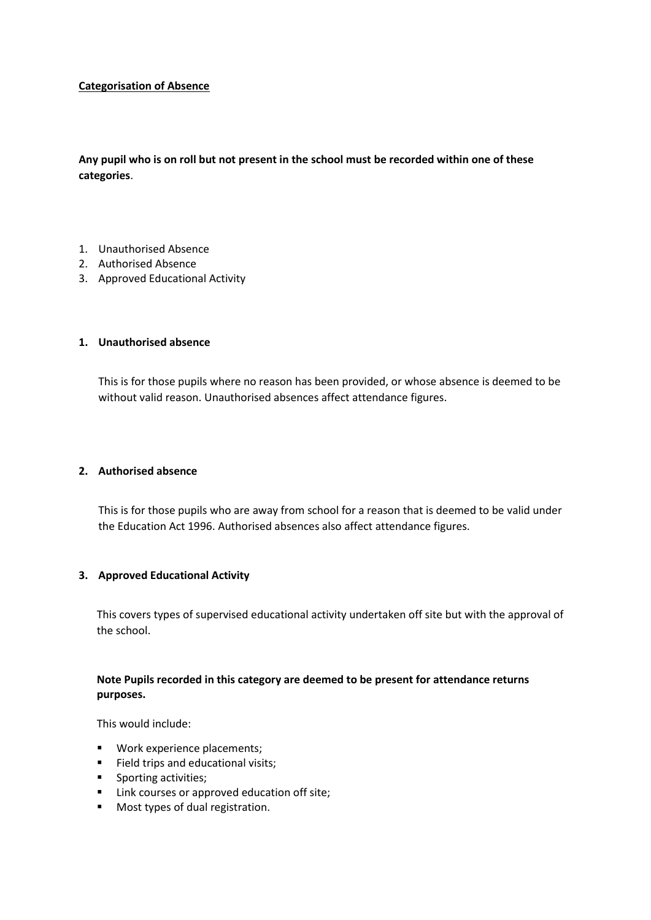**<u>Categorisation of Absence</u>**

**Any pupil who is on roll but not present in the school must be recorded within one of these categories**.

1. Unauthorised Absence
2. Authorised Absence
3. Approved Educational Activity

**1. Unauthorised absence**

This is for those pupils where no reason has been provided, or whose absence is deemed to be without valid reason. Unauthorised absences affect attendance figures.

**2. Authorised absence**

This is for those pupils who are away from school for a reason that is deemed to be valid under the Education Act 1996. Authorised absences also affect attendance figures.

**3. Approved Educational Activity**

This covers types of supervised educational activity undertaken off site but with the approval of the school.

**Note Pupils recorded in this category are deemed to be present for attendance returns purposes.**

This would include:

- Work experience placements;
- Field trips and educational visits;
- Sporting activities;
- Link courses or approved education off site;
- Most types of dual registration.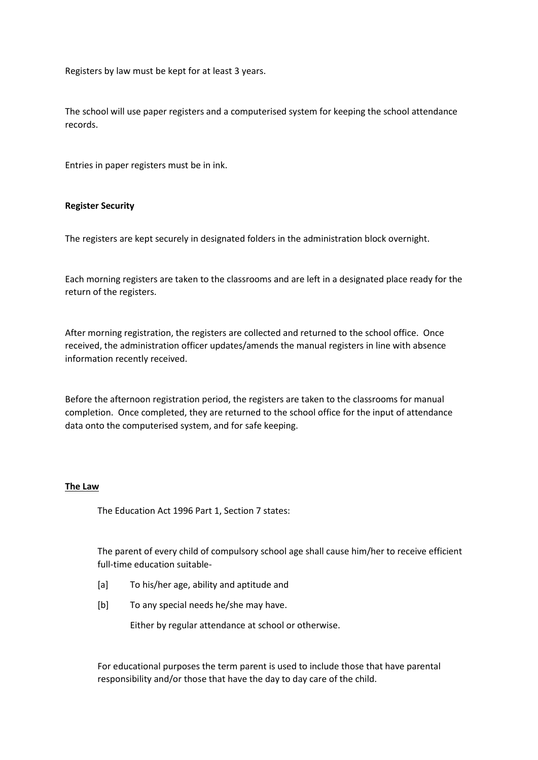Registers by law must be kept for at least 3 years.

The school will use paper registers and a computerised system for keeping the school attendance records.

Entries in paper registers must be in ink.

**Register Security**

The registers are kept securely in designated folders in the administration block overnight.

Each morning registers are taken to the classrooms and are left in a designated place ready for the return of the registers.

After morning registration, the registers are collected and returned to the school office. Once received, the administration officer updates/amends the manual registers in line with absence information recently received.

Before the afternoon registration period, the registers are taken to the classrooms for manual completion. Once completed, they are returned to the school office for the input of attendance data onto the computerised system, and for safe keeping.

**The Law**

The Education Act 1996 Part 1, Section 7 states:

The parent of every child of compulsory school age shall cause him/her to receive efficient full-time education suitable-

[a] To his/her age, ability and aptitude and

[b] To any special needs he/she may have.

Either by regular attendance at school or otherwise.

For educational purposes the term parent is used to include those that have parental responsibility and/or those that have the day to day care of the child.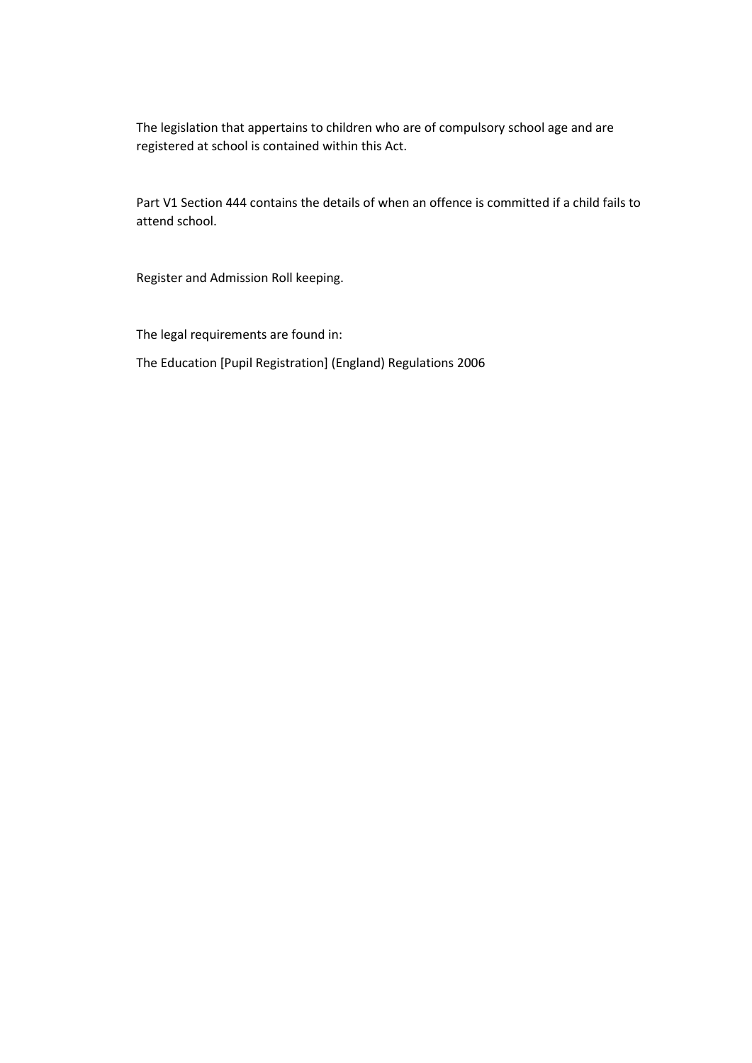The legislation that appertains to children who are of compulsory school age and are registered at school is contained within this Act.

Part V1 Section 444 contains the details of when an offence is committed if a child fails to attend school.

Register and Admission Roll keeping.

The legal requirements are found in:

The Education [Pupil Registration] (England) Regulations 2006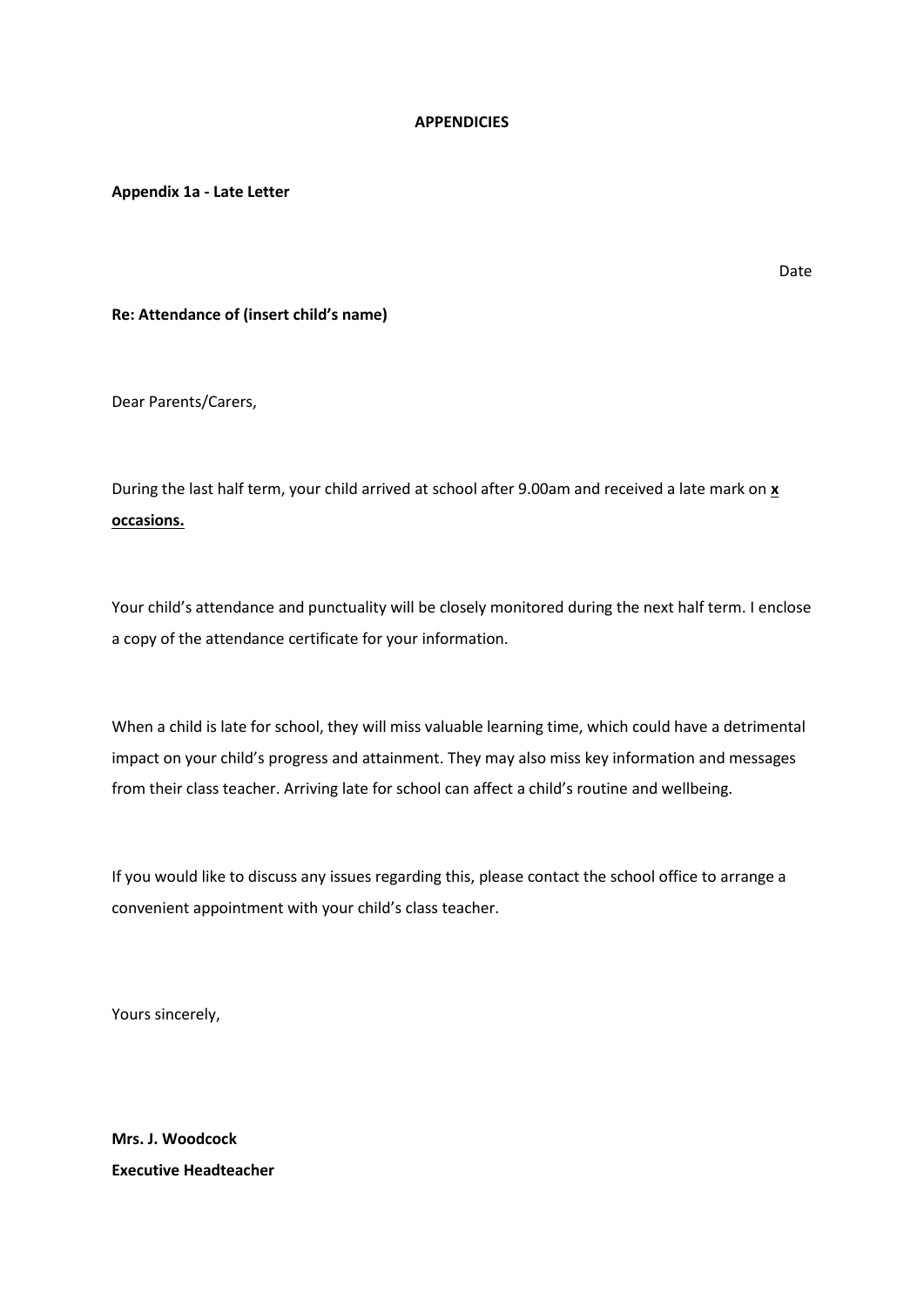**APPENDICIES**

**Appendix 1a - Late Letter**

Date

**Re: Attendance of (insert child's name)**

Dear Parents/Carers,

During the last half term, your child arrived at school after 9.00am and received a late mark on **x occasions.**

Your child's attendance and punctuality will be closely monitored during the next half term. I enclose a copy of the attendance certificate for your information.

When a child is late for school, they will miss valuable learning time, which could have a detrimental impact on your child's progress and attainment. They may also miss key information and messages from their class teacher. Arriving late for school can affect a child's routine and wellbeing.

If you would like to discuss any issues regarding this, please contact the school office to arrange a convenient appointment with your child's class teacher.

Yours sincerely,

**Mrs. J. Woodcock**
**Executive Headteacher**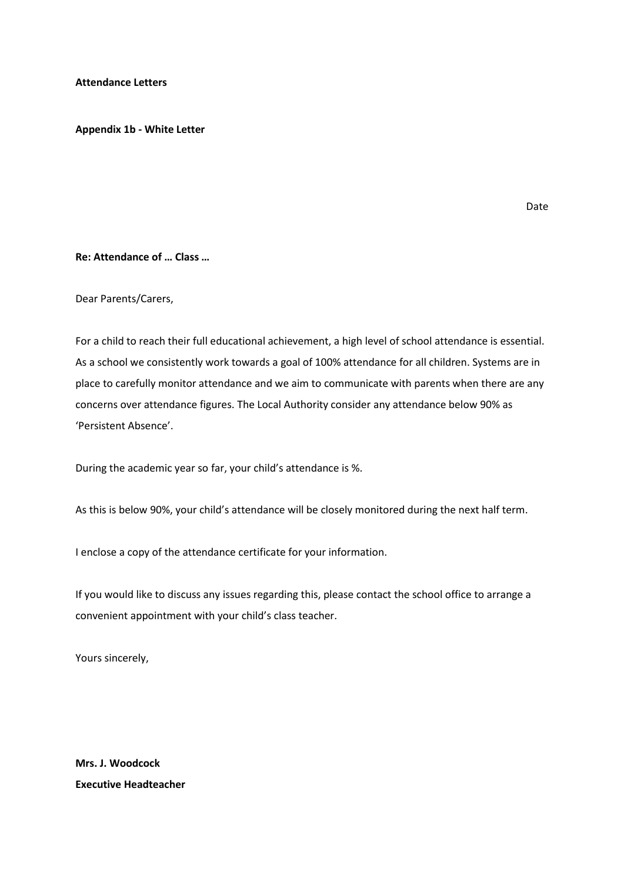**Attendance Letters**

**Appendix 1b - White Letter**

Date

**Re: Attendance of … Class …**

Dear Parents/Carers,

For a child to reach their full educational achievement, a high level of school attendance is essential. As a school we consistently work towards a goal of 100% attendance for all children. Systems are in place to carefully monitor attendance and we aim to communicate with parents when there are any concerns over attendance figures. The Local Authority consider any attendance below 90% as 'Persistent Absence'.

During the academic year so far, your child's attendance is %.

As this is below 90%, your child's attendance will be closely monitored during the next half term.

I enclose a copy of the attendance certificate for your information.

If you would like to discuss any issues regarding this, please contact the school office to arrange a convenient appointment with your child's class teacher.

Yours sincerely,

**Mrs. J. Woodcock**
**Executive Headteacher**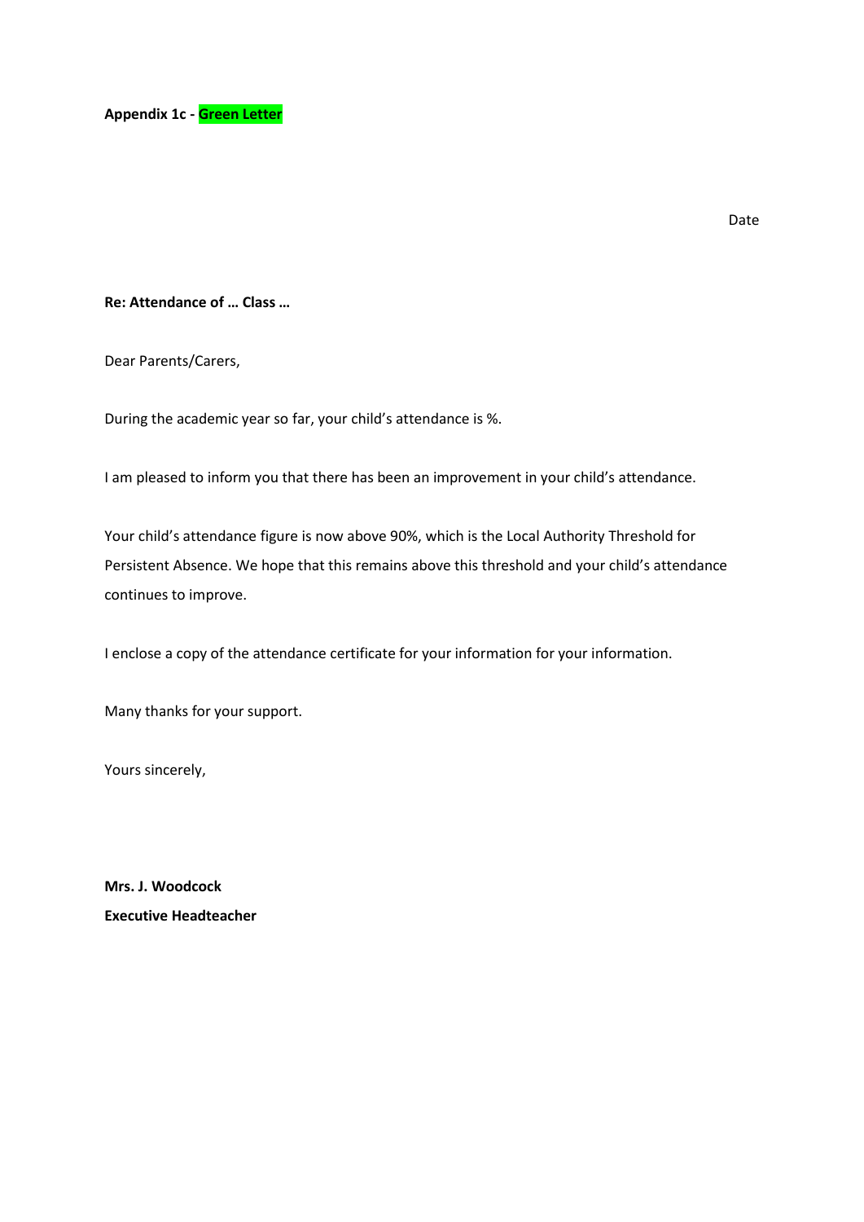**Appendix 1c - Green Letter**

Date

**Re: Attendance of … Class …**

Dear Parents/Carers,

During the academic year so far, your child's attendance is %.

I am pleased to inform you that there has been an improvement in your child's attendance.

Your child's attendance figure is now above 90%, which is the Local Authority Threshold for Persistent Absence. We hope that this remains above this threshold and your child's attendance continues to improve.

I enclose a copy of the attendance certificate for your information for your information.

Many thanks for your support.

Yours sincerely,

**Mrs. J. Woodcock**
**Executive Headteacher**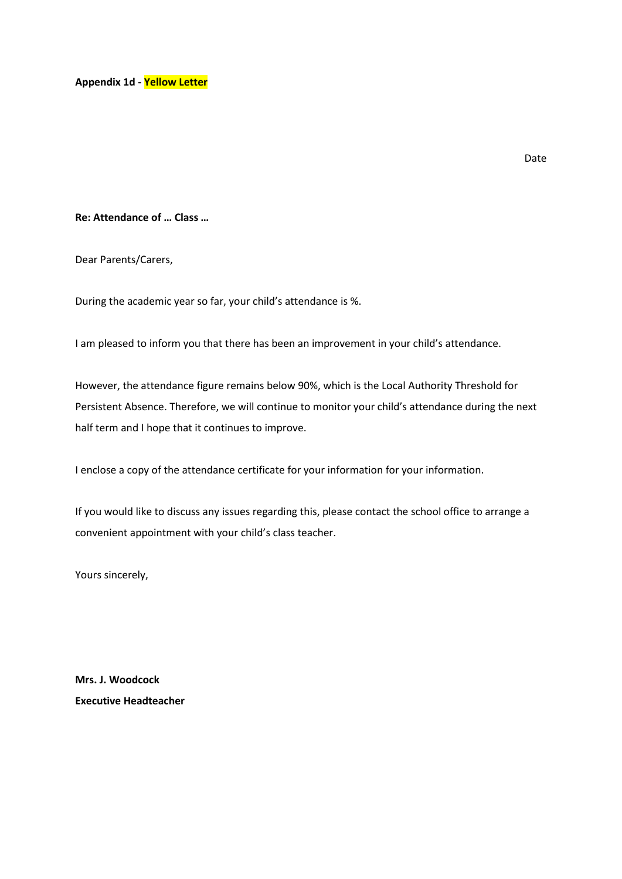**Appendix 1d - Yellow Letter**

Date

**Re: Attendance of … Class …**

Dear Parents/Carers,

During the academic year so far, your child's attendance is %.

I am pleased to inform you that there has been an improvement in your child's attendance.

However, the attendance figure remains below 90%, which is the Local Authority Threshold for Persistent Absence. Therefore, we will continue to monitor your child's attendance during the next half term and I hope that it continues to improve.

I enclose a copy of the attendance certificate for your information for your information.

If you would like to discuss any issues regarding this, please contact the school office to arrange a convenient appointment with your child's class teacher.

Yours sincerely,

**Mrs. J. Woodcock**
**Executive Headteacher**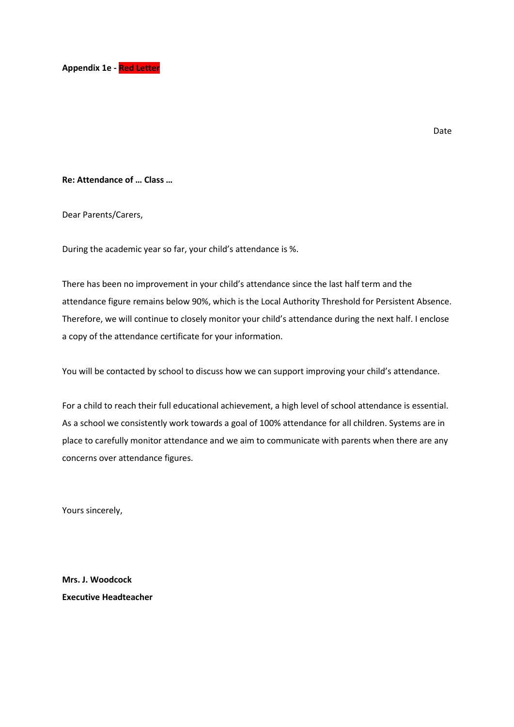**Appendix 1e - Red Letter**

Date

**Re: Attendance of … Class …**

Dear Parents/Carers,

During the academic year so far, your child's attendance is %.

There has been no improvement in your child's attendance since the last half term and the attendance figure remains below 90%, which is the Local Authority Threshold for Persistent Absence. Therefore, we will continue to closely monitor your child's attendance during the next half. I enclose a copy of the attendance certificate for your information.

You will be contacted by school to discuss how we can support improving your child's attendance.

For a child to reach their full educational achievement, a high level of school attendance is essential. As a school we consistently work towards a goal of 100% attendance for all children. Systems are in place to carefully monitor attendance and we aim to communicate with parents when there are any concerns over attendance figures.

Yours sincerely,

**Mrs. J. Woodcock**  
**Executive Headteacher**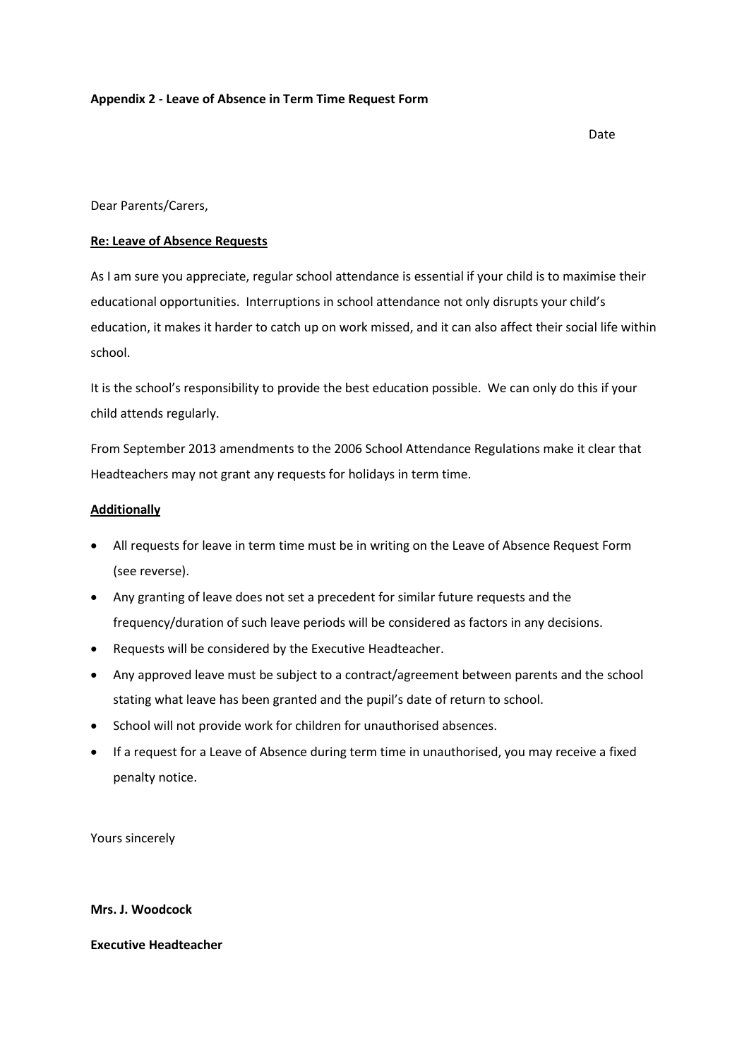**Appendix 2 - Leave of Absence in Term Time Request Form**

Date

Dear Parents/Carers,

**Re: Leave of Absence Requests**

As I am sure you appreciate, regular school attendance is essential if your child is to maximise their educational opportunities. Interruptions in school attendance not only disrupts your child's education, it makes it harder to catch up on work missed, and it can also affect their social life within school.

It is the school's responsibility to provide the best education possible. We can only do this if your child attends regularly.

From September 2013 amendments to the 2006 School Attendance Regulations make it clear that Headteachers may not grant any requests for holidays in term time.

**Additionally**

- All requests for leave in term time must be in writing on the Leave of Absence Request Form (see reverse).
- Any granting of leave does not set a precedent for similar future requests and the frequency/duration of such leave periods will be considered as factors in any decisions.
- Requests will be considered by the Executive Headteacher.
- Any approved leave must be subject to a contract/agreement between parents and the school stating what leave has been granted and the pupil's date of return to school.
- School will not provide work for children for unauthorised absences.
- If a request for a Leave of Absence during term time in unauthorised, you may receive a fixed penalty notice.

Yours sincerely

**Mrs. J. Woodcock**

**Executive Headteacher**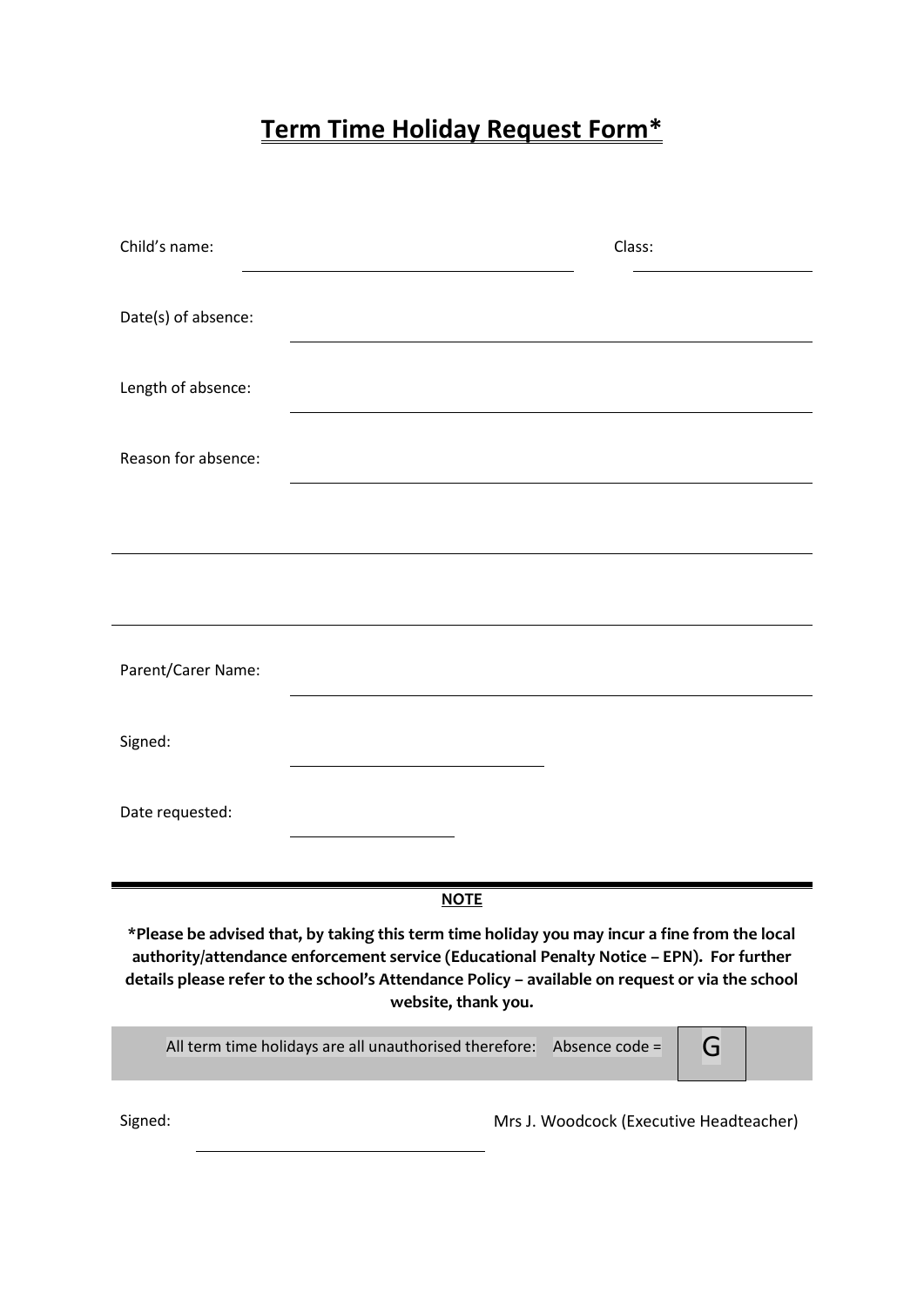# Term Time Holiday Request Form*

Child's name: ______________________________ Class: ______________

Date(s) of absence: ______________________________

Length of absence: ______________________________

Reason for absence: ______________________________

______________________________

______________________________

Parent/Carer Name: ______________________________

Signed: ______________________

Date requested: ______________

**NOTE**

***Please be advised that, by taking this term time holiday you may incur a fine from the local authority/attendance enforcement service (Educational Penalty Notice – EPN). For further details please refer to the school's Attendance Policy – available on request or via the school website, thank you.**

All term time holidays are all unauthorised therefore: Absence code = **G**

Signed: ______________________ Mrs J. Woodcock (Executive Headteacher)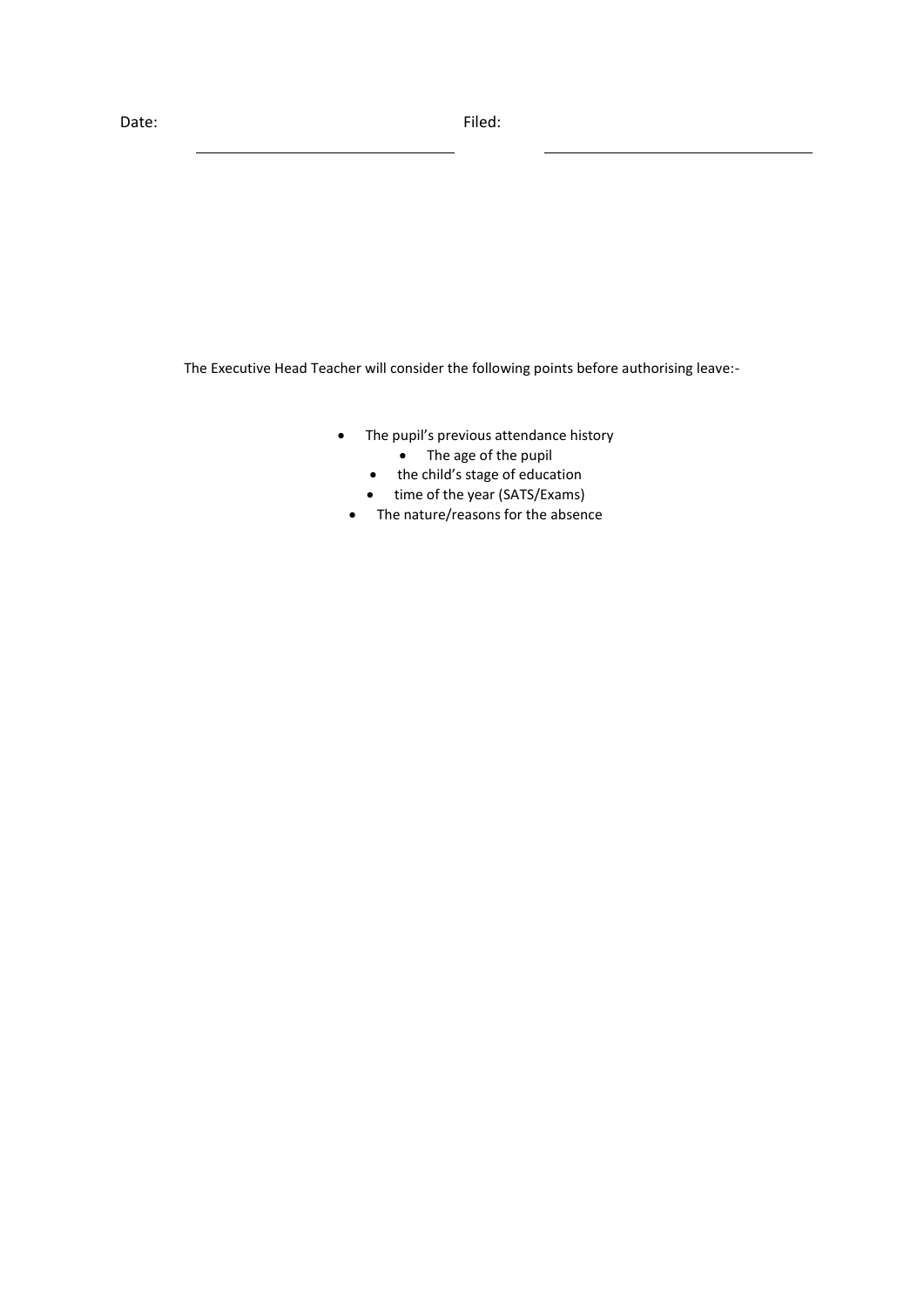Date: _______________________________ Filed: _______________________________

The Executive Head Teacher will consider the following points before authorising leave:-

- The pupil's previous attendance history
- The age of the pupil
- the child's stage of education
- time of the year (SATS/Exams)
- The nature/reasons for the absence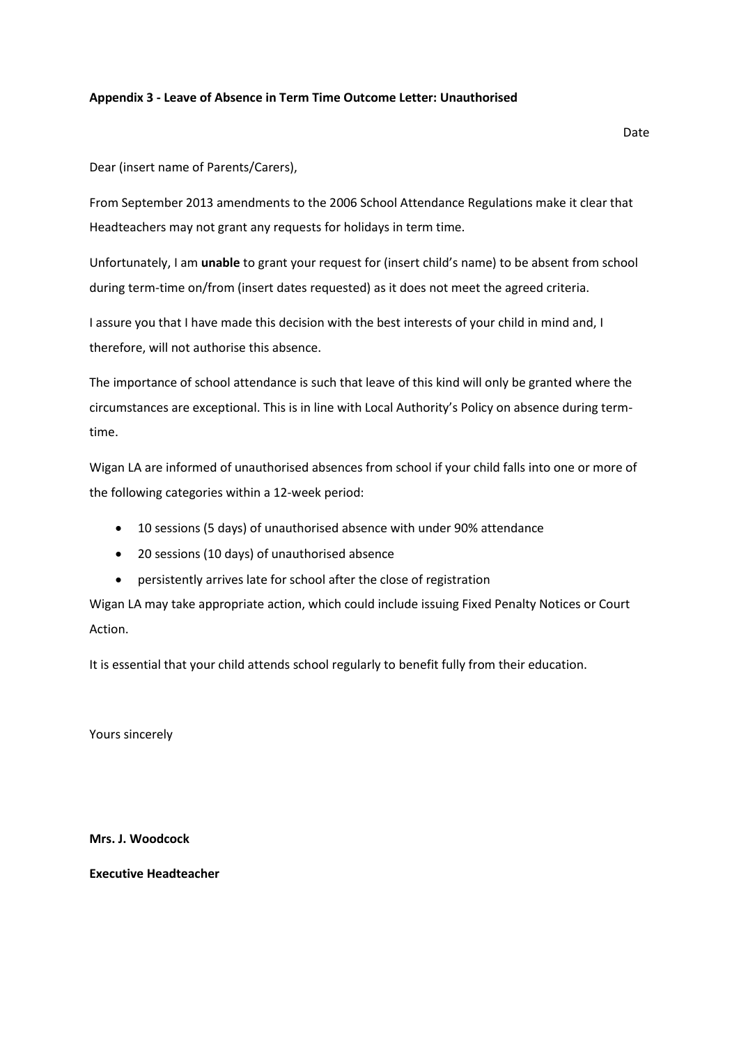**Appendix 3 - Leave of Absence in Term Time Outcome Letter: Unauthorised**

Date

Dear (insert name of Parents/Carers),

From September 2013 amendments to the 2006 School Attendance Regulations make it clear that Headteachers may not grant any requests for holidays in term time.

Unfortunately, I am **unable** to grant your request for (insert child's name) to be absent from school during term-time on/from (insert dates requested) as it does not meet the agreed criteria.

I assure you that I have made this decision with the best interests of your child in mind and, I therefore, will not authorise this absence.

The importance of school attendance is such that leave of this kind will only be granted where the circumstances are exceptional. This is in line with Local Authority's Policy on absence during term-time.

Wigan LA are informed of unauthorised absences from school if your child falls into one or more of the following categories within a 12-week period:

- 10 sessions (5 days) of unauthorised absence with under 90% attendance
- 20 sessions (10 days) of unauthorised absence
- persistently arrives late for school after the close of registration

Wigan LA may take appropriate action, which could include issuing Fixed Penalty Notices or Court Action.

It is essential that your child attends school regularly to benefit fully from their education.

Yours sincerely

**Mrs. J. Woodcock**

**Executive Headteacher**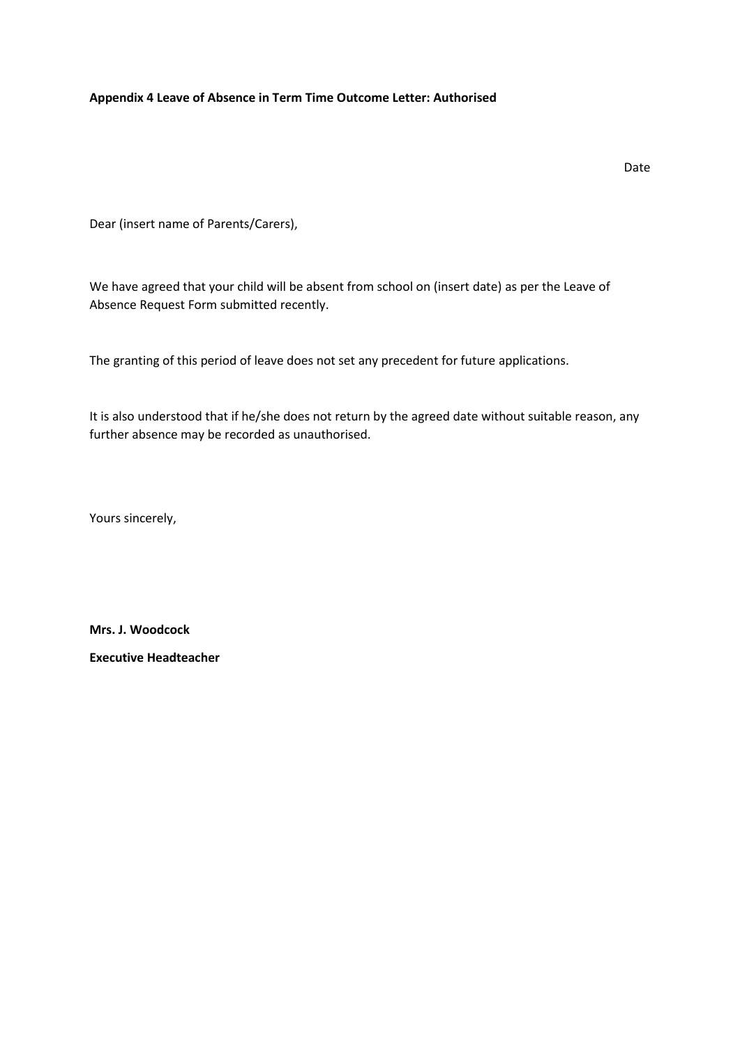**Appendix 4 Leave of Absence in Term Time Outcome Letter: Authorised**

Date

Dear (insert name of Parents/Carers),

We have agreed that your child will be absent from school on (insert date) as per the Leave of Absence Request Form submitted recently.

The granting of this period of leave does not set any precedent for future applications.

It is also understood that if he/she does not return by the agreed date without suitable reason, any further absence may be recorded as unauthorised.

Yours sincerely,

**Mrs. J. Woodcock**

**Executive Headteacher**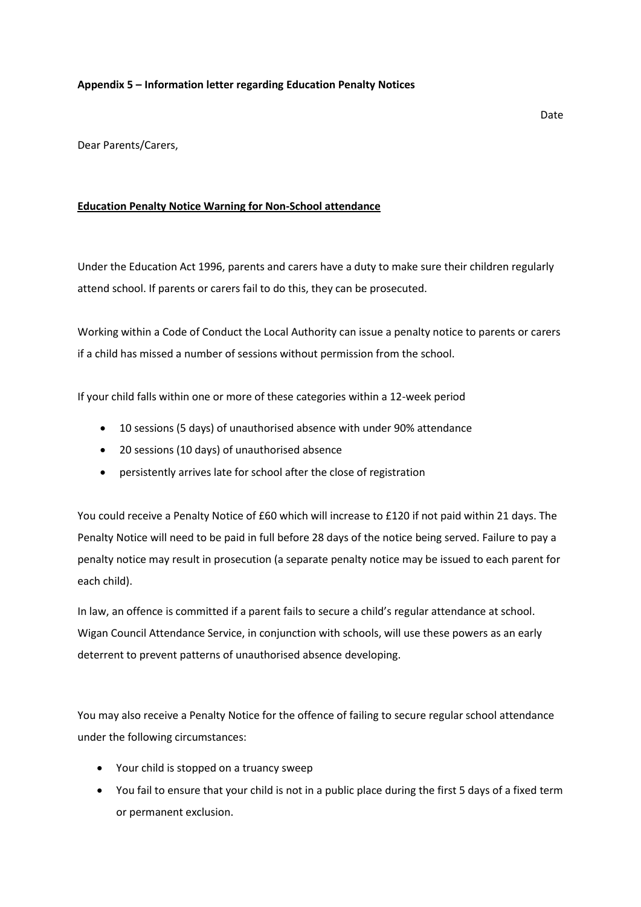**Appendix 5 – Information letter regarding Education Penalty Notices**

Date

Dear Parents/Carers,

**Education Penalty Notice Warning for Non-School attendance**

Under the Education Act 1996, parents and carers have a duty to make sure their children regularly attend school. If parents or carers fail to do this, they can be prosecuted.

Working within a Code of Conduct the Local Authority can issue a penalty notice to parents or carers if a child has missed a number of sessions without permission from the school.

If your child falls within one or more of these categories within a 12-week period

- 10 sessions (5 days) of unauthorised absence with under 90% attendance
- 20 sessions (10 days) of unauthorised absence
- persistently arrives late for school after the close of registration

You could receive a Penalty Notice of £60 which will increase to £120 if not paid within 21 days. The Penalty Notice will need to be paid in full before 28 days of the notice being served. Failure to pay a penalty notice may result in prosecution (a separate penalty notice may be issued to each parent for each child).

In law, an offence is committed if a parent fails to secure a child's regular attendance at school. Wigan Council Attendance Service, in conjunction with schools, will use these powers as an early deterrent to prevent patterns of unauthorised absence developing.

You may also receive a Penalty Notice for the offence of failing to secure regular school attendance under the following circumstances:

- Your child is stopped on a truancy sweep
- You fail to ensure that your child is not in a public place during the first 5 days of a fixed term or permanent exclusion.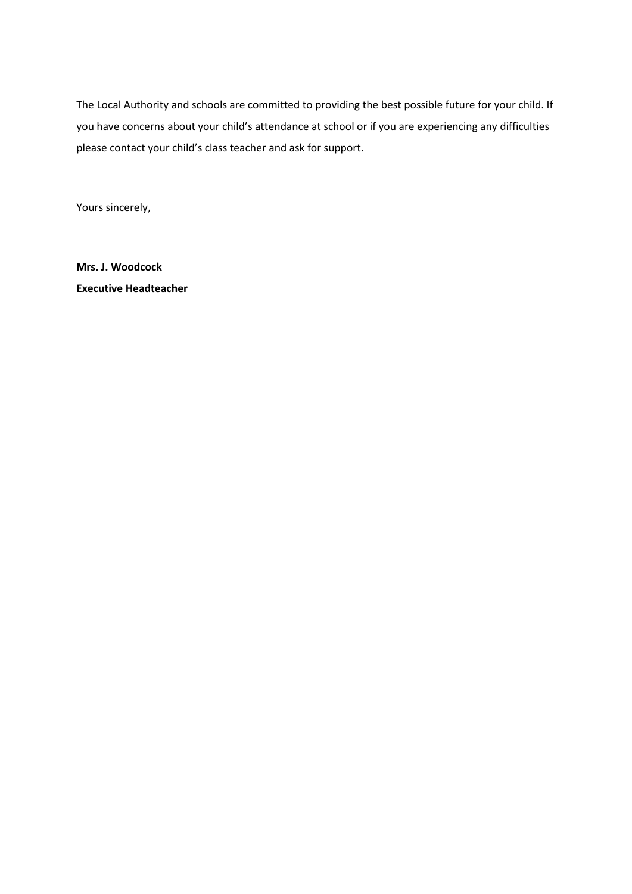The Local Authority and schools are committed to providing the best possible future for your child. If you have concerns about your child's attendance at school or if you are experiencing any difficulties please contact your child's class teacher and ask for support.

Yours sincerely,

**Mrs. J. Woodcock**
**Executive Headteacher**